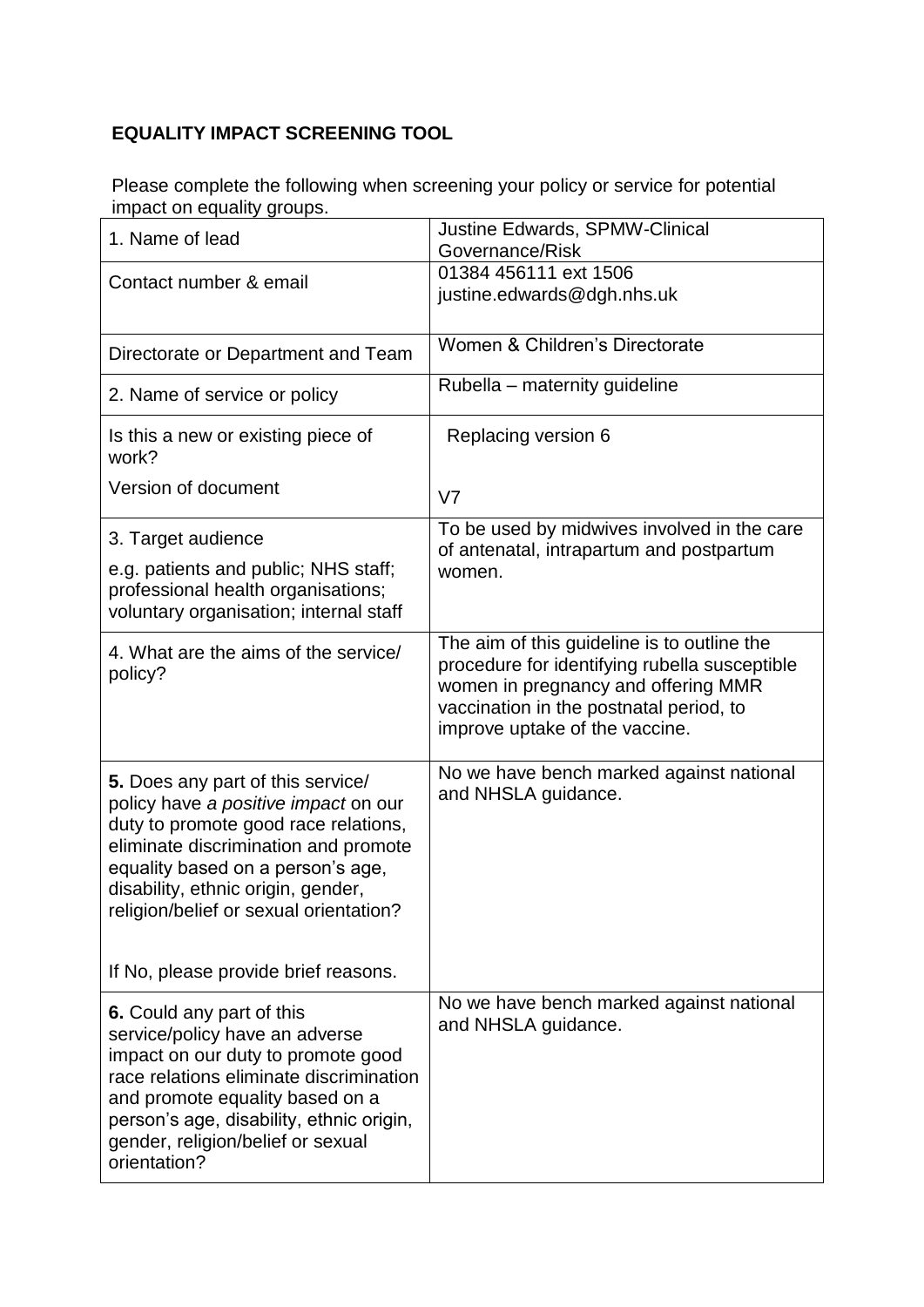**EQUALITY IMPACT SCREENING TOOL**

Please complete the following when screening your policy or service for potential impact on equality groups.

| | |
|---|---|
| 1. Name of lead | Justine Edwards, SPMW-Clinical Governance/Risk |
| Contact number & email | 01384 456111 ext 1506<br>justine.edwards@dgh.nhs.uk |
| Directorate or Department and Team | Women & Children's Directorate |
| 2. Name of service or policy | Rubella – maternity guideline |
| Is this a new or existing piece of work?<br><br>Version of document | Replacing version 6<br><br>V7 |
| 3. Target audience<br><br>e.g. patients and public; NHS staff; professional health organisations; voluntary organisation; internal staff | To be used by midwives involved in the care of antenatal, intrapartum and postpartum women. |
| 4. What are the aims of the service/ policy? | The aim of this guideline is to outline the procedure for identifying rubella susceptible women in pregnancy and offering MMR vaccination in the postnatal period, to improve uptake of the vaccine. |
| **5.** Does any part of this service/ policy have *a positive impact* on our duty to promote good race relations, eliminate discrimination and promote equality based on a person's age, disability, ethnic origin, gender, religion/belief or sexual orientation?<br><br>If No, please provide brief reasons. | No we have bench marked against national and NHSLA guidance. |
| **6.** Could any part of this service/policy have an adverse impact on our duty to promote good race relations eliminate discrimination and promote equality based on a person's age, disability, ethnic origin, gender, religion/belief or sexual orientation? | No we have bench marked against national and NHSLA guidance. |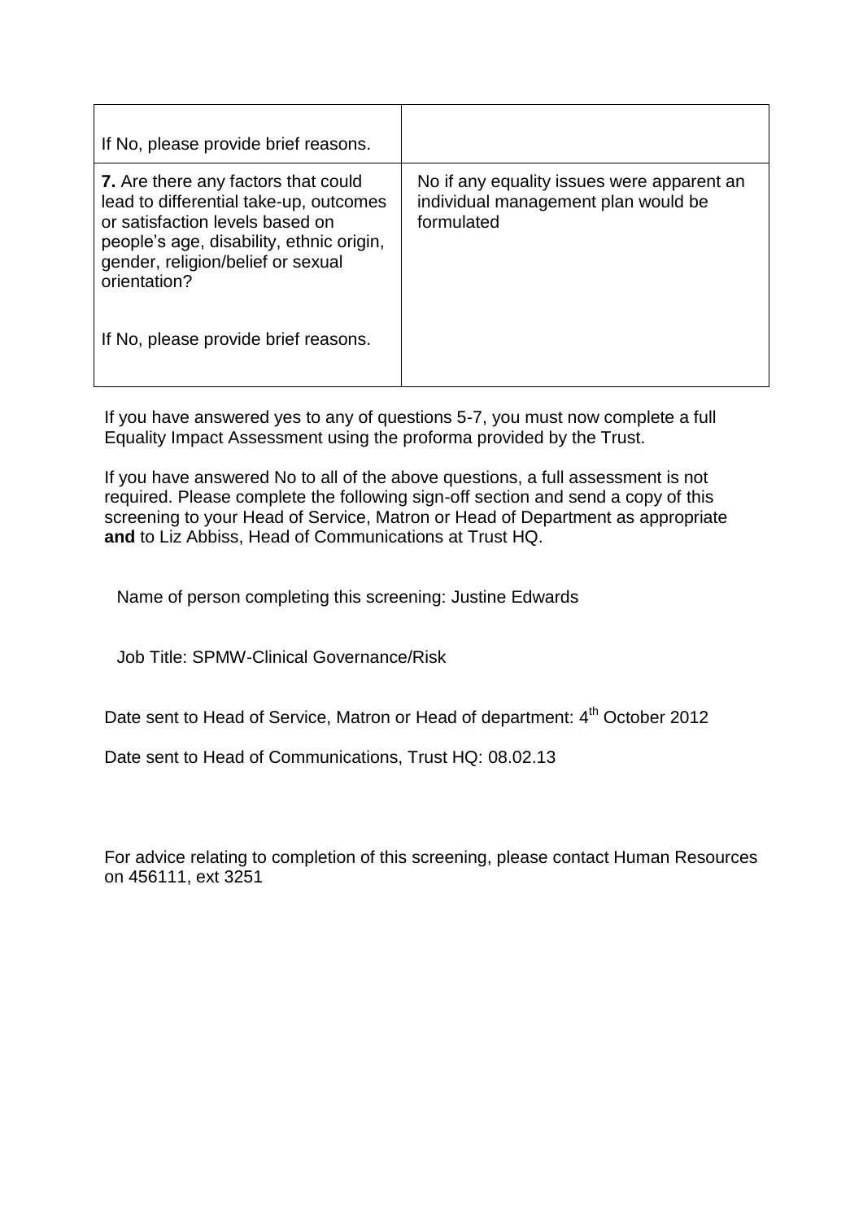| | |
|---|---|
| If No, please provide brief reasons. | |
| **7.** Are there any factors that could lead to differential take-up, outcomes or satisfaction levels based on people's age, disability, ethnic origin, gender, religion/belief or sexual orientation?<br><br>If No, please provide brief reasons. | No if any equality issues were apparent an individual management plan would be formulated |

If you have answered yes to any of questions 5-7, you must now complete a full Equality Impact Assessment using the proforma provided by the Trust.

If you have answered No to all of the above questions, a full assessment is not required. Please complete the following sign-off section and send a copy of this screening to your Head of Service, Matron or Head of Department as appropriate **and** to Liz Abbiss, Head of Communications at Trust HQ.

Name of person completing this screening: Justine Edwards

Job Title: SPMW-Clinical Governance/Risk

Date sent to Head of Service, Matron or Head of department: 4th October 2012

Date sent to Head of Communications, Trust HQ: 08.02.13

For advice relating to completion of this screening, please contact Human Resources on 456111, ext 3251